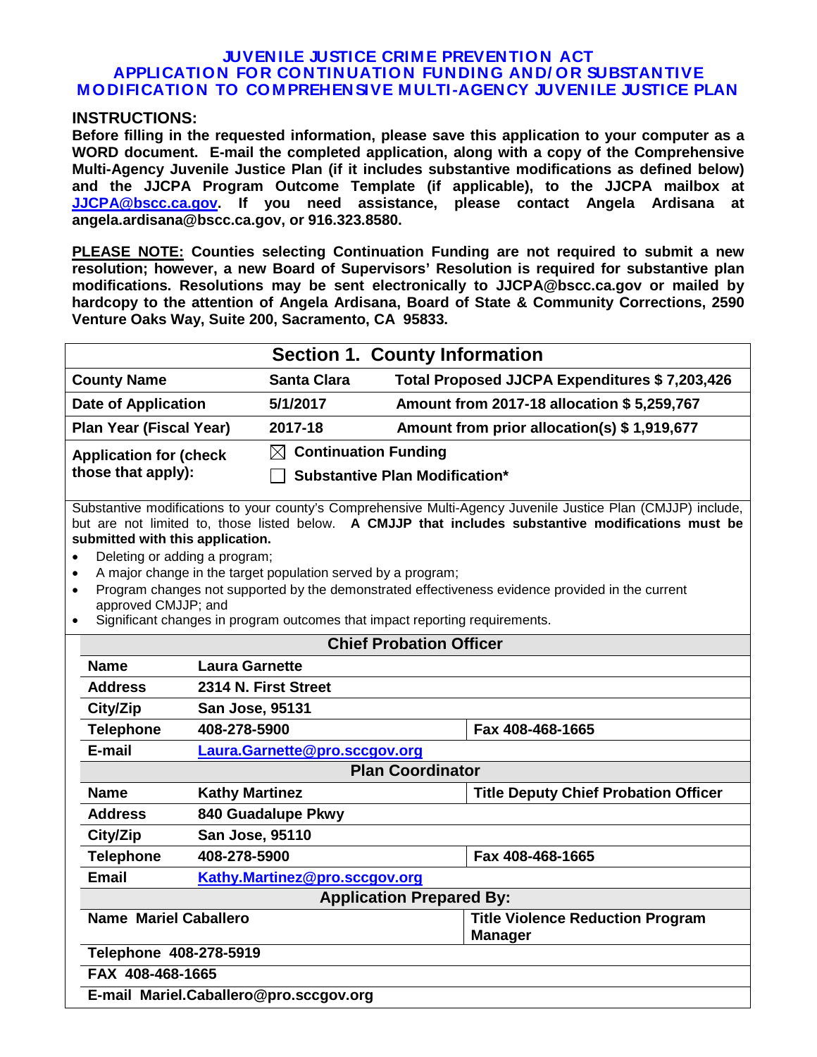# JUVENILE JUSTICE CRIME PREVENTION ACT
# APPLICATION FOR CONTINUATION FUNDING AND/OR SUBSTANTIVE MODIFICATION TO COMPREHENSIVE MULTI-AGENCY JUVENILE JUSTICE PLAN

**INSTRUCTIONS:**

**Before filling in the requested information, please save this application to your computer as a WORD document. E-mail the completed application, along with a copy of the Comprehensive Multi-Agency Juvenile Justice Plan (if it includes substantive modifications as defined below) and the JJCPA Program Outcome Template (if applicable), to the JJCPA mailbox at JJCPA@bscc.ca.gov. If you need assistance, please contact Angela Ardisana at angela.ardisana@bscc.ca.gov, or 916.323.8580.**

**PLEASE NOTE: Counties selecting Continuation Funding are not required to submit a new resolution; however, a new Board of Supervisors' Resolution is required for substantive plan modifications. Resolutions may be sent electronically to JJCPA@bscc.ca.gov or mailed by hardcopy to the attention of Angela Ardisana, Board of State & Community Corrections, 2590 Venture Oaks Way, Suite 200, Sacramento, CA 95833.**

## Section 1. County Information

| | | |
|---|---|---|
| **County Name** | **Santa Clara** | **Total Proposed JJCPA Expenditures $ 7,203,426** |
| **Date of Application** | **5/1/2017** | **Amount from 2017-18 allocation $ 5,259,767** |
| **Plan Year (Fiscal Year)** | **2017-18** | **Amount from prior allocation(s) $ 1,919,677** |
| **Application for (check those that apply):** | ☒ **Continuation Funding**<br>☐ **Substantive Plan Modification*** | |

Substantive modifications to your county's Comprehensive Multi-Agency Juvenile Justice Plan (CMJJP) include, but are not limited to, those listed below. **A CMJJP that includes substantive modifications must be submitted with this application.**

- Deleting or adding a program;
- A major change in the target population served by a program;
- Program changes not supported by the demonstrated effectiveness evidence provided in the current approved CMJJP; and
- Significant changes in program outcomes that impact reporting requirements.

| **Chief Probation Officer** | | |
|---|---|---|
| **Name** | **Laura Garnette** | |
| **Address** | **2314 N. First Street** | |
| **City/Zip** | **San Jose, 95131** | |
| **Telephone** | **408-278-5900** | **Fax 408-468-1665** |
| **E-mail** | **Laura.Garnette@pro.sccgov.org** | |

| **Plan Coordinator** | | |
|---|---|---|
| **Name** | **Kathy Martinez** | **Title Deputy Chief Probation Officer** |
| **Address** | **840 Guadalupe Pkwy** | |
| **City/Zip** | **San Jose, 95110** | |
| **Telephone** | **408-278-5900** | **Fax 408-468-1665** |
| **Email** | **Kathy.Martinez@pro.sccgov.org** | |

| **Application Prepared By:** | |
|---|---|
| **Name Mariel Caballero** | **Title Violence Reduction Program Manager** |
| **Telephone 408-278-5919** | |
| **FAX 408-468-1665** | |
| **E-mail Mariel.Caballero@pro.sccgov.org** | |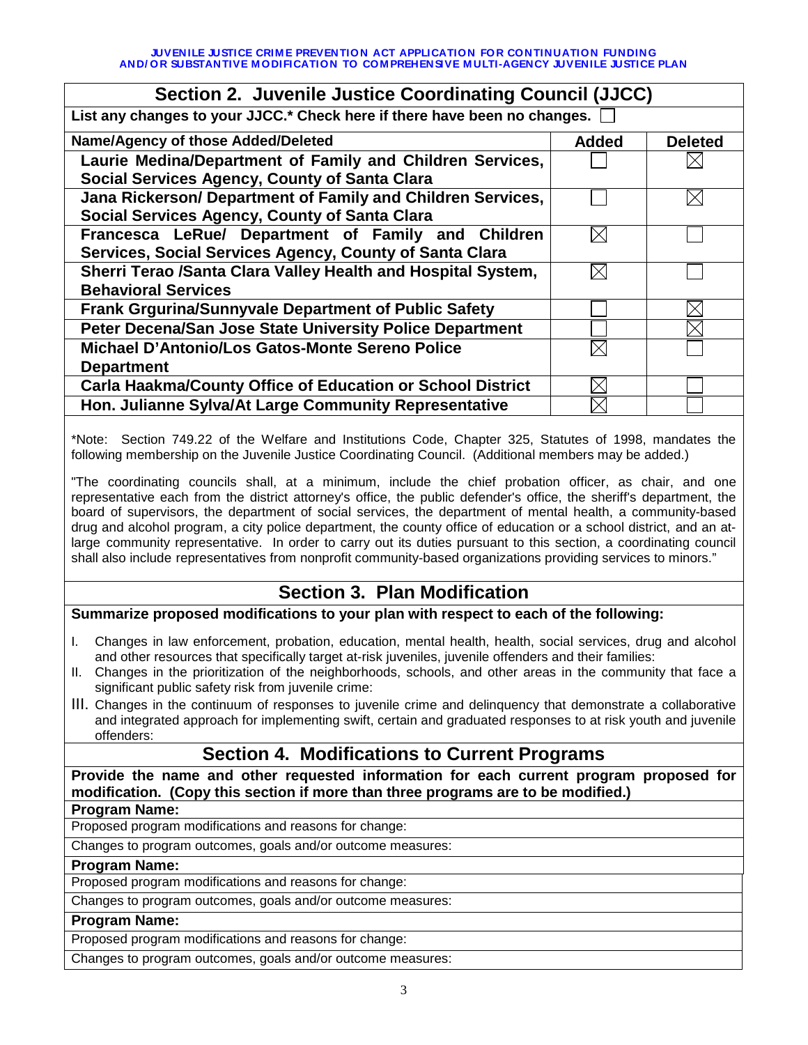## Section 2. Juvenile Justice Coordinating Council (JJCC)

**List any changes to your JJCC.* Check here if there have been no changes.** ☐

| Name/Agency of those Added/Deleted | Added | Deleted |
|---|---|---|
| **Laurie Medina/Department of Family and Children Services, Social Services Agency, County of Santa Clara** | ☐ | ☒ |
| **Jana Rickerson/ Department of Family and Children Services, Social Services Agency, County of Santa Clara** | ☐ | ☒ |
| **Francesca LeRue/ Department of Family and Children Services, Social Services Agency, County of Santa Clara** | ☒ | ☐ |
| **Sherri Terao /Santa Clara Valley Health and Hospital System, Behavioral Services** | ☒ | ☐ |
| **Frank Grgurina/Sunnyvale Department of Public Safety** | ☐ | ☒ |
| **Peter Decena/San Jose State University Police Department** | ☐ | ☒ |
| **Michael D'Antonio/Los Gatos-Monte Sereno Police Department** | ☒ | ☐ |
| **Carla Haakma/County Office of Education or School District** | ☒ | ☐ |
| **Hon. Julianne Sylva/At Large Community Representative** | ☒ | ☐ |

*Note: Section 749.22 of the Welfare and Institutions Code, Chapter 325, Statutes of 1998, mandates the following membership on the Juvenile Justice Coordinating Council. (Additional members may be added.)

"The coordinating councils shall, at a minimum, include the chief probation officer, as chair, and one representative each from the district attorney's office, the public defender's office, the sheriff's department, the board of supervisors, the department of social services, the department of mental health, a community-based drug and alcohol program, a city police department, the county office of education or a school district, and an at-large community representative. In order to carry out its duties pursuant to this section, a coordinating council shall also include representatives from nonprofit community-based organizations providing services to minors."

## Section 3. Plan Modification

**Summarize proposed modifications to your plan with respect to each of the following:**

I. Changes in law enforcement, probation, education, mental health, health, social services, drug and alcohol and other resources that specifically target at-risk juveniles, juvenile offenders and their families:

II. Changes in the prioritization of the neighborhoods, schools, and other areas in the community that face a significant public safety risk from juvenile crime:

III. Changes in the continuum of responses to juvenile crime and delinquency that demonstrate a collaborative and integrated approach for implementing swift, certain and graduated responses to at risk youth and juvenile offenders:

## Section 4. Modifications to Current Programs

**Provide the name and other requested information for each current program proposed for modification. (Copy this section if more than three programs are to be modified.)**

**Program Name:**

Proposed program modifications and reasons for change:

Changes to program outcomes, goals and/or outcome measures:

**Program Name:**

Proposed program modifications and reasons for change:

Changes to program outcomes, goals and/or outcome measures:

**Program Name:**

Proposed program modifications and reasons for change:

Changes to program outcomes, goals and/or outcome measures: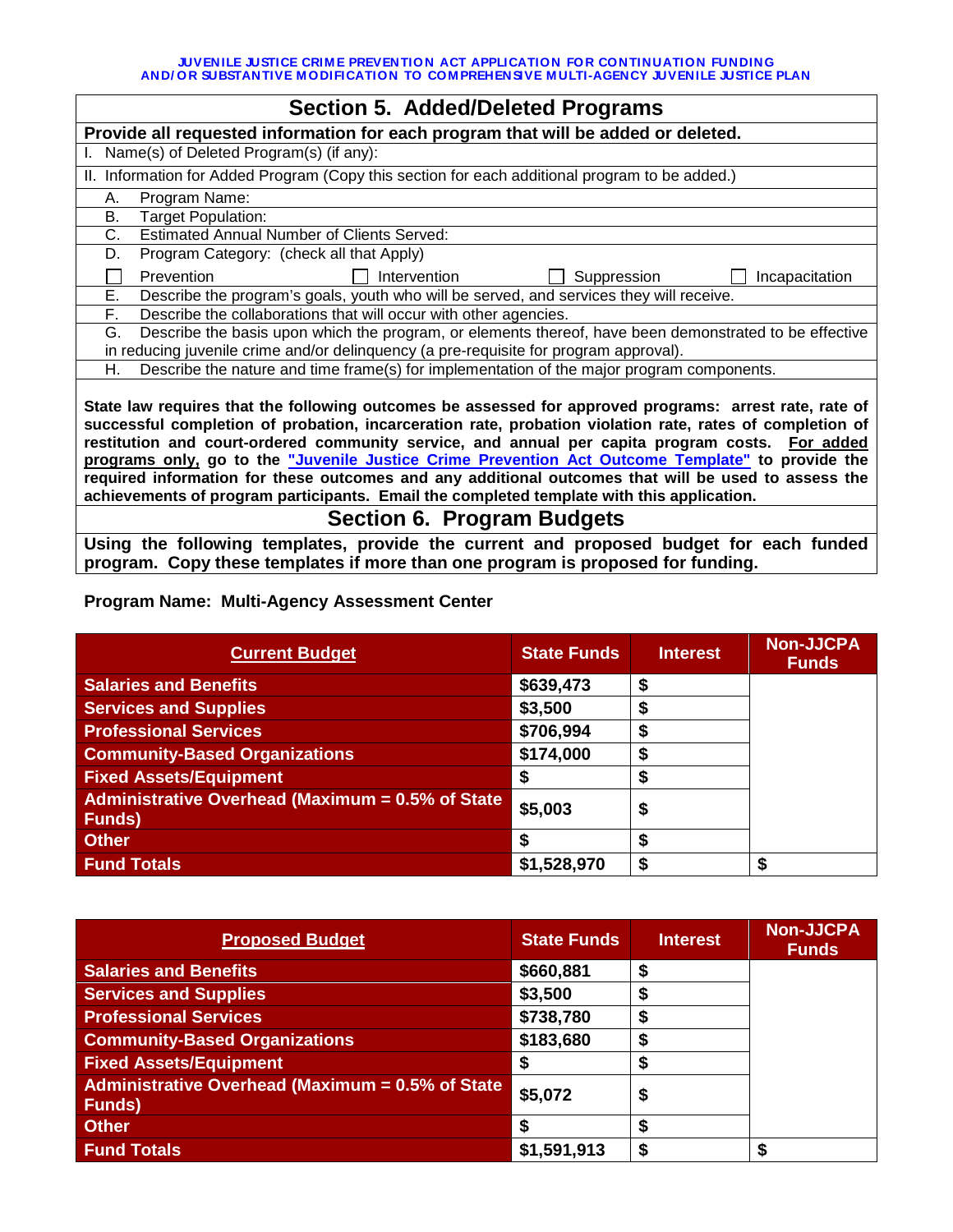## Section 5. Added/Deleted Programs

**Provide all requested information for each program that will be added or deleted.**

I. Name(s) of Deleted Program(s) (if any):

II. Information for Added Program (Copy this section for each additional program to be added.)

A. Program Name:

B. Target Population:

C. Estimated Annual Number of Clients Served:

D. Program Category: (check all that Apply)

☐ Prevention ☐ Intervention ☐ Suppression ☐ Incapacitation

E. Describe the program's goals, youth who will be served, and services they will receive.

F. Describe the collaborations that will occur with other agencies.

G. Describe the basis upon which the program, or elements thereof, have been demonstrated to be effective in reducing juvenile crime and/or delinquency (a pre-requisite for program approval).

H. Describe the nature and time frame(s) for implementation of the major program components.

**State law requires that the following outcomes be assessed for approved programs: arrest rate, rate of successful completion of probation, incarceration rate, probation violation rate, rates of completion of restitution and court-ordered community service, and annual per capita program costs. <u>For added programs only,</u> go to the "Juvenile Justice Crime Prevention Act Outcome Template" to provide the required information for these outcomes and any additional outcomes that will be used to assess the achievements of program participants. Email the completed template with this application.**

## Section 6. Program Budgets

**Using the following templates, provide the current and proposed budget for each funded program. Copy these templates if more than one program is proposed for funding.**

**Program Name: Multi-Agency Assessment Center**

| Current Budget | State Funds | Interest | Non-JJCPA Funds |
|---|---|---|---|
| Salaries and Benefits | $639,473 | $ | |
| Services and Supplies | $3,500 | $ | |
| Professional Services | $706,994 | $ | |
| Community-Based Organizations | $174,000 | $ | |
| Fixed Assets/Equipment | $ | $ | |
| Administrative Overhead (Maximum = 0.5% of State Funds) | $5,003 | $ | |
| Other | $ | $ | |
| Fund Totals | $1,528,970 | $ | $ |

| Proposed Budget | State Funds | Interest | Non-JJCPA Funds |
|---|---|---|---|
| Salaries and Benefits | $660,881 | $ | |
| Services and Supplies | $3,500 | $ | |
| Professional Services | $738,780 | $ | |
| Community-Based Organizations | $183,680 | $ | |
| Fixed Assets/Equipment | $ | $ | |
| Administrative Overhead (Maximum = 0.5% of State Funds) | $5,072 | $ | |
| Other | $ | $ | |
| Fund Totals | $1,591,913 | $ | $ |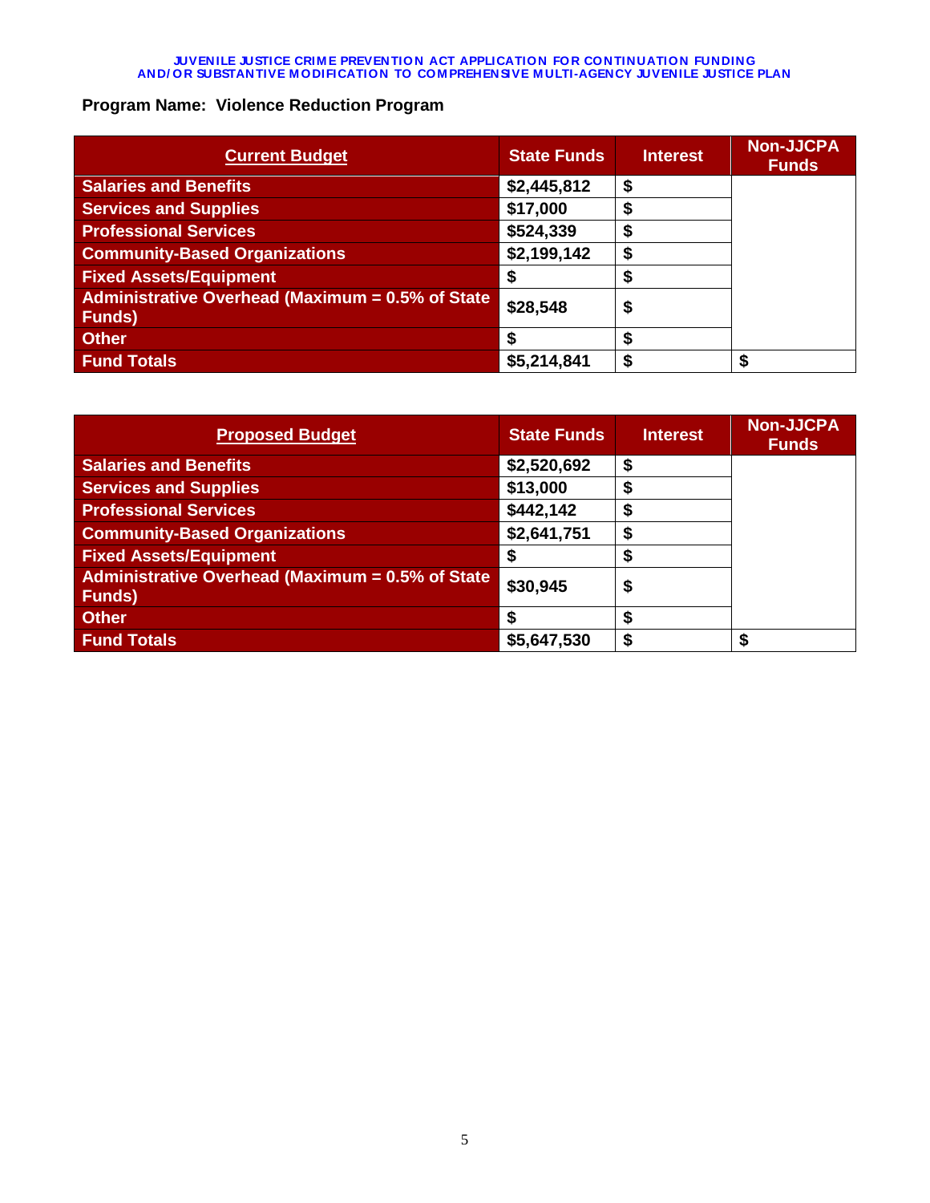**Program Name: Violence Reduction Program**

| Current Budget | State Funds | Interest | Non-JJCPA Funds |
|---|---|---|---|
| Salaries and Benefits | $2,445,812 | $ | |
| Services and Supplies | $17,000 | $ | |
| Professional Services | $524,339 | $ | |
| Community-Based Organizations | $2,199,142 | $ | |
| Fixed Assets/Equipment | $ | $ | |
| Administrative Overhead (Maximum = 0.5% of State Funds) | $28,548 | $ | |
| Other | $ | $ | |
| Fund Totals | $5,214,841 | $ | $ |

| Proposed Budget | State Funds | Interest | Non-JJCPA Funds |
|---|---|---|---|
| Salaries and Benefits | $2,520,692 | $ | |
| Services and Supplies | $13,000 | $ | |
| Professional Services | $442,142 | $ | |
| Community-Based Organizations | $2,641,751 | $ | |
| Fixed Assets/Equipment | $ | $ | |
| Administrative Overhead (Maximum = 0.5% of State Funds) | $30,945 | $ | |
| Other | $ | $ | |
| Fund Totals | $5,647,530 | $ | $ |